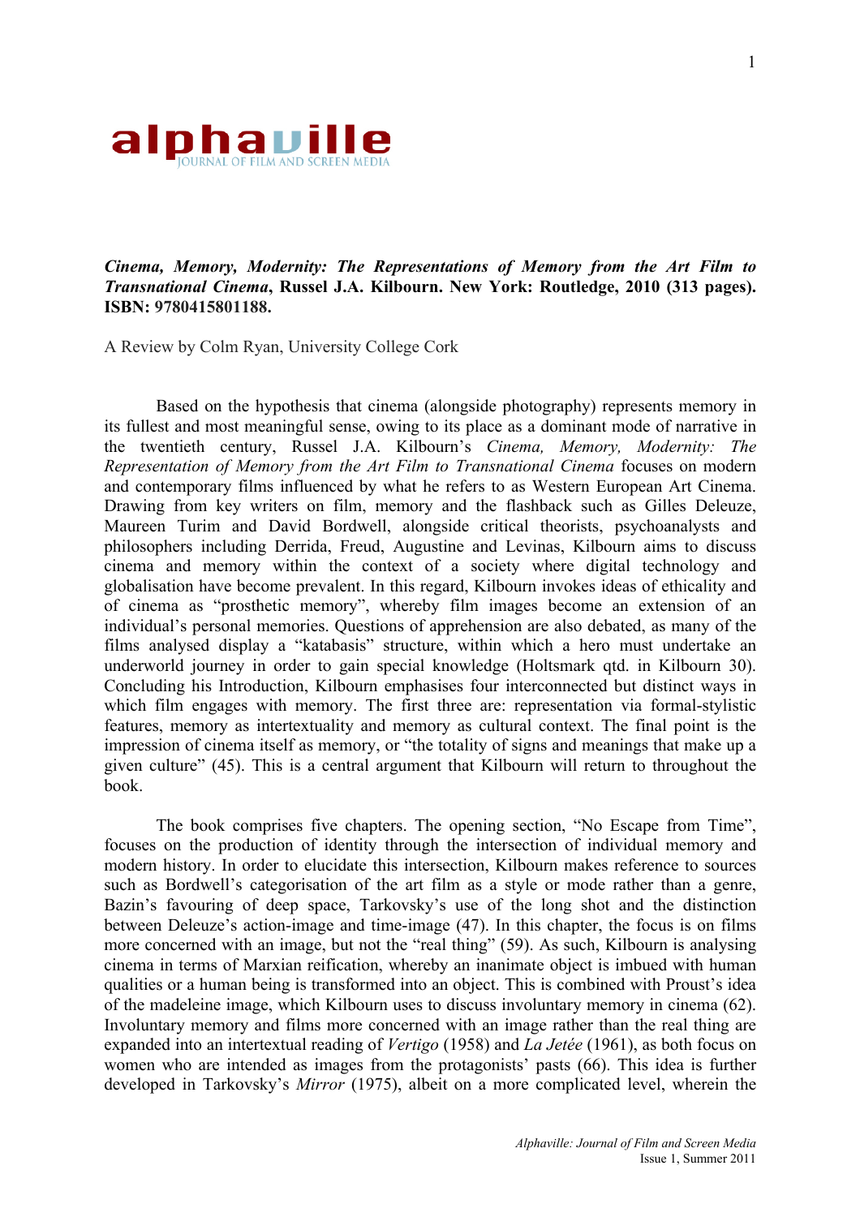***Cinema, Memory, Modernity: The Representations of Memory from the Art Film to Transnational Cinema*, Russel J.A. Kilbourn. New York: Routledge, 2010 (313 pages). ISBN: 9780415801188.**

A Review by Colm Ryan, University College Cork

Based on the hypothesis that cinema (alongside photography) represents memory in its fullest and most meaningful sense, owing to its place as a dominant mode of narrative in the twentieth century, Russel J.A. Kilbourn's *Cinema, Memory, Modernity: The Representation of Memory from the Art Film to Transnational Cinema* focuses on modern and contemporary films influenced by what he refers to as Western European Art Cinema. Drawing from key writers on film, memory and the flashback such as Gilles Deleuze, Maureen Turim and David Bordwell, alongside critical theorists, psychoanalysts and philosophers including Derrida, Freud, Augustine and Levinas, Kilbourn aims to discuss cinema and memory within the context of a society where digital technology and globalisation have become prevalent. In this regard, Kilbourn invokes ideas of ethicality and of cinema as "prosthetic memory", whereby film images become an extension of an individual's personal memories. Questions of apprehension are also debated, as many of the films analysed display a "katabasis" structure, within which a hero must undertake an underworld journey in order to gain special knowledge (Holtsmark qtd. in Kilbourn 30). Concluding his Introduction, Kilbourn emphasises four interconnected but distinct ways in which film engages with memory. The first three are: representation via formal-stylistic features, memory as intertextuality and memory as cultural context. The final point is the impression of cinema itself as memory, or "the totality of signs and meanings that make up a given culture" (45). This is a central argument that Kilbourn will return to throughout the book.

The book comprises five chapters. The opening section, "No Escape from Time", focuses on the production of identity through the intersection of individual memory and modern history. In order to elucidate this intersection, Kilbourn makes reference to sources such as Bordwell's categorisation of the art film as a style or mode rather than a genre, Bazin's favouring of deep space, Tarkovsky's use of the long shot and the distinction between Deleuze's action-image and time-image (47). In this chapter, the focus is on films more concerned with an image, but not the "real thing" (59). As such, Kilbourn is analysing cinema in terms of Marxian reification, whereby an inanimate object is imbued with human qualities or a human being is transformed into an object. This is combined with Proust's idea of the madeleine image, which Kilbourn uses to discuss involuntary memory in cinema (62). Involuntary memory and films more concerned with an image rather than the real thing are expanded into an intertextual reading of *Vertigo* (1958) and *La Jetée* (1961), as both focus on women who are intended as images from the protagonists' pasts (66). This idea is further developed in Tarkovsky's *Mirror* (1975), albeit on a more complicated level, wherein the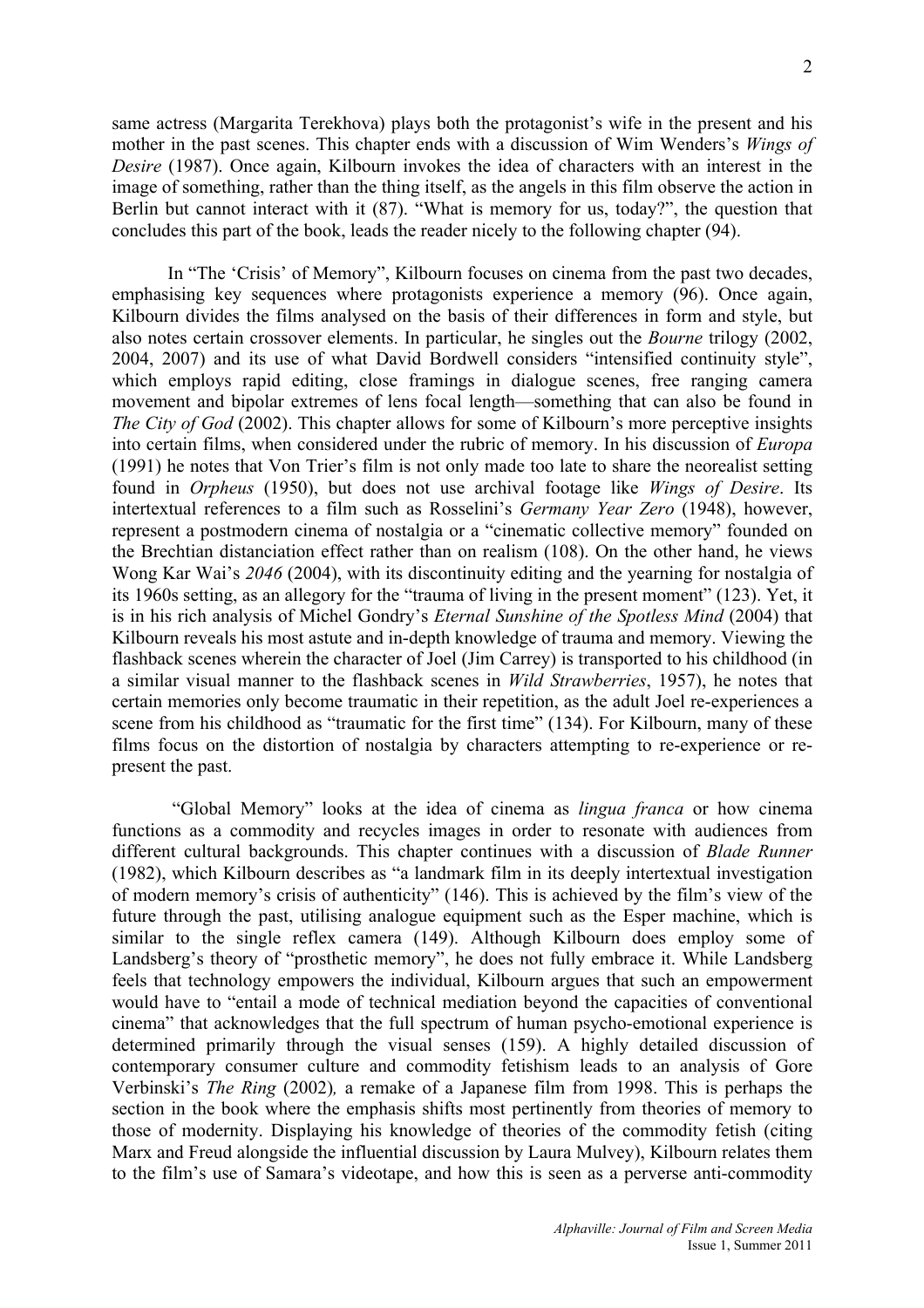same actress (Margarita Terekhova) plays both the protagonist's wife in the present and his mother in the past scenes. This chapter ends with a discussion of Wim Wenders's *Wings of Desire* (1987). Once again, Kilbourn invokes the idea of characters with an interest in the image of something, rather than the thing itself, as the angels in this film observe the action in Berlin but cannot interact with it (87). "What is memory for us, today?", the question that concludes this part of the book, leads the reader nicely to the following chapter (94).

In "The 'Crisis' of Memory", Kilbourn focuses on cinema from the past two decades, emphasising key sequences where protagonists experience a memory (96). Once again, Kilbourn divides the films analysed on the basis of their differences in form and style, but also notes certain crossover elements. In particular, he singles out the *Bourne* trilogy (2002, 2004, 2007) and its use of what David Bordwell considers "intensified continuity style", which employs rapid editing, close framings in dialogue scenes, free ranging camera movement and bipolar extremes of lens focal length—something that can also be found in *The City of God* (2002). This chapter allows for some of Kilbourn's more perceptive insights into certain films, when considered under the rubric of memory. In his discussion of *Europa* (1991) he notes that Von Trier's film is not only made too late to share the neorealist setting found in *Orpheus* (1950), but does not use archival footage like *Wings of Desire*. Its intertextual references to a film such as Rosselini's *Germany Year Zero* (1948), however, represent a postmodern cinema of nostalgia or a "cinematic collective memory" founded on the Brechtian distanciation effect rather than on realism (108). On the other hand, he views Wong Kar Wai's *2046* (2004), with its discontinuity editing and the yearning for nostalgia of its 1960s setting, as an allegory for the "trauma of living in the present moment" (123). Yet, it is in his rich analysis of Michel Gondry's *Eternal Sunshine of the Spotless Mind* (2004) that Kilbourn reveals his most astute and in-depth knowledge of trauma and memory. Viewing the flashback scenes wherein the character of Joel (Jim Carrey) is transported to his childhood (in a similar visual manner to the flashback scenes in *Wild Strawberries*, 1957), he notes that certain memories only become traumatic in their repetition, as the adult Joel re-experiences a scene from his childhood as "traumatic for the first time" (134). For Kilbourn, many of these films focus on the distortion of nostalgia by characters attempting to re-experience or re-present the past.

"Global Memory" looks at the idea of cinema as *lingua franca* or how cinema functions as a commodity and recycles images in order to resonate with audiences from different cultural backgrounds. This chapter continues with a discussion of *Blade Runner* (1982), which Kilbourn describes as "a landmark film in its deeply intertextual investigation of modern memory's crisis of authenticity" (146). This is achieved by the film's view of the future through the past, utilising analogue equipment such as the Esper machine, which is similar to the single reflex camera (149). Although Kilbourn does employ some of Landsberg's theory of "prosthetic memory", he does not fully embrace it. While Landsberg feels that technology empowers the individual, Kilbourn argues that such an empowerment would have to "entail a mode of technical mediation beyond the capacities of conventional cinema" that acknowledges that the full spectrum of human psycho-emotional experience is determined primarily through the visual senses (159). A highly detailed discussion of contemporary consumer culture and commodity fetishism leads to an analysis of Gore Verbinski's *The Ring* (2002), a remake of a Japanese film from 1998. This is perhaps the section in the book where the emphasis shifts most pertinently from theories of memory to those of modernity. Displaying his knowledge of theories of the commodity fetish (citing Marx and Freud alongside the influential discussion by Laura Mulvey), Kilbourn relates them to the film's use of Samara's videotape, and how this is seen as a perverse anti-commodity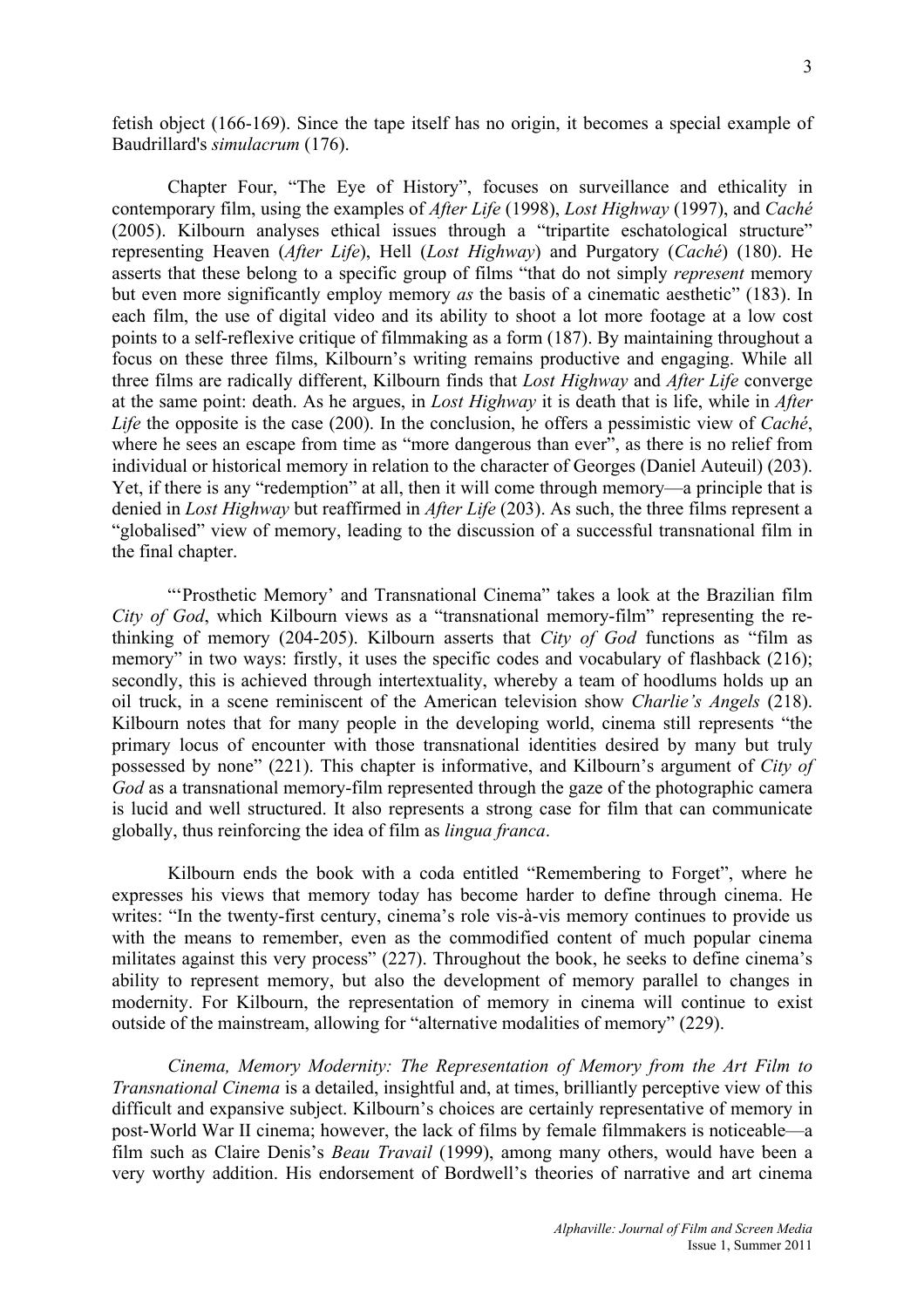fetish object (166-169). Since the tape itself has no origin, it becomes a special example of Baudrillard's *simulacrum* (176).

Chapter Four, "The Eye of History", focuses on surveillance and ethicality in contemporary film, using the examples of *After Life* (1998), *Lost Highway* (1997), and *Caché* (2005). Kilbourn analyses ethical issues through a "tripartite eschatological structure" representing Heaven (*After Life*), Hell (*Lost Highway*) and Purgatory (*Caché*) (180). He asserts that these belong to a specific group of films "that do not simply *represent* memory but even more significantly employ memory *as* the basis of a cinematic aesthetic" (183). In each film, the use of digital video and its ability to shoot a lot more footage at a low cost points to a self-reflexive critique of filmmaking as a form (187). By maintaining throughout a focus on these three films, Kilbourn's writing remains productive and engaging. While all three films are radically different, Kilbourn finds that *Lost Highway* and *After Life* converge at the same point: death. As he argues, in *Lost Highway* it is death that is life, while in *After Life* the opposite is the case (200). In the conclusion, he offers a pessimistic view of *Caché*, where he sees an escape from time as "more dangerous than ever", as there is no relief from individual or historical memory in relation to the character of Georges (Daniel Auteuil) (203). Yet, if there is any "redemption" at all, then it will come through memory—a principle that is denied in *Lost Highway* but reaffirmed in *After Life* (203). As such, the three films represent a "globalised" view of memory, leading to the discussion of a successful transnational film in the final chapter.

"'Prosthetic Memory' and Transnational Cinema" takes a look at the Brazilian film *City of God*, which Kilbourn views as a "transnational memory-film" representing the re-thinking of memory (204-205). Kilbourn asserts that *City of God* functions as "film as memory" in two ways: firstly, it uses the specific codes and vocabulary of flashback (216); secondly, this is achieved through intertextuality, whereby a team of hoodlums holds up an oil truck, in a scene reminiscent of the American television show *Charlie's Angels* (218). Kilbourn notes that for many people in the developing world, cinema still represents "the primary locus of encounter with those transnational identities desired by many but truly possessed by none" (221). This chapter is informative, and Kilbourn's argument of *City of God* as a transnational memory-film represented through the gaze of the photographic camera is lucid and well structured. It also represents a strong case for film that can communicate globally, thus reinforcing the idea of film as *lingua franca*.

Kilbourn ends the book with a coda entitled "Remembering to Forget", where he expresses his views that memory today has become harder to define through cinema. He writes: "In the twenty-first century, cinema's role vis-à-vis memory continues to provide us with the means to remember, even as the commodified content of much popular cinema militates against this very process" (227). Throughout the book, he seeks to define cinema's ability to represent memory, but also the development of memory parallel to changes in modernity. For Kilbourn, the representation of memory in cinema will continue to exist outside of the mainstream, allowing for "alternative modalities of memory" (229).

*Cinema, Memory Modernity: The Representation of Memory from the Art Film to Transnational Cinema* is a detailed, insightful and, at times, brilliantly perceptive view of this difficult and expansive subject. Kilbourn's choices are certainly representative of memory in post-World War II cinema; however, the lack of films by female filmmakers is noticeable—a film such as Claire Denis's *Beau Travail* (1999), among many others, would have been a very worthy addition. His endorsement of Bordwell's theories of narrative and art cinema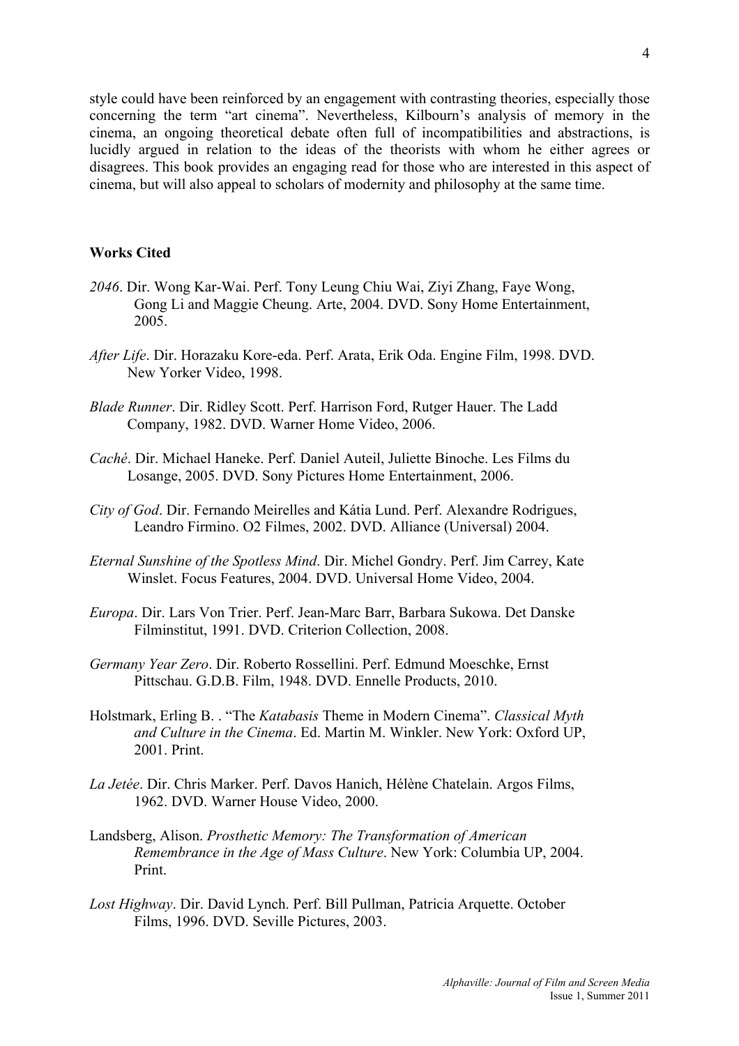style could have been reinforced by an engagement with contrasting theories, especially those concerning the term "art cinema". Nevertheless, Kilbourn's analysis of memory in the cinema, an ongoing theoretical debate often full of incompatibilities and abstractions, is lucidly argued in relation to the ideas of the theorists with whom he either agrees or disagrees. This book provides an engaging read for those who are interested in this aspect of cinema, but will also appeal to scholars of modernity and philosophy at the same time.

**Works Cited**

*2046*. Dir. Wong Kar-Wai. Perf. Tony Leung Chiu Wai, Ziyi Zhang, Faye Wong, Gong Li and Maggie Cheung. Arte, 2004. DVD. Sony Home Entertainment, 2005.

*After Life*. Dir. Horazaku Kore-eda. Perf. Arata, Erik Oda. Engine Film, 1998. DVD. New Yorker Video, 1998.

*Blade Runner*. Dir. Ridley Scott. Perf. Harrison Ford, Rutger Hauer. The Ladd Company, 1982. DVD. Warner Home Video, 2006.

*Caché*. Dir. Michael Haneke. Perf. Daniel Auteil, Juliette Binoche. Les Films du Losange, 2005. DVD. Sony Pictures Home Entertainment, 2006.

*City of God*. Dir. Fernando Meirelles and Kátia Lund. Perf. Alexandre Rodrigues, Leandro Firmino. O2 Filmes, 2002. DVD. Alliance (Universal) 2004.

*Eternal Sunshine of the Spotless Mind*. Dir. Michel Gondry. Perf. Jim Carrey, Kate Winslet. Focus Features, 2004. DVD. Universal Home Video, 2004.

*Europa*. Dir. Lars Von Trier. Perf. Jean-Marc Barr, Barbara Sukowa. Det Danske Filminstitut, 1991. DVD. Criterion Collection, 2008.

*Germany Year Zero*. Dir. Roberto Rossellini. Perf. Edmund Moeschke, Ernst Pittschau. G.D.B. Film, 1948. DVD. Ennelle Products, 2010.

Holstmark, Erling B. . "The *Katabasis* Theme in Modern Cinema". *Classical Myth and Culture in the Cinema*. Ed. Martin M. Winkler. New York: Oxford UP, 2001. Print.

*La Jetée*. Dir. Chris Marker. Perf. Davos Hanich, Hélène Chatelain. Argos Films, 1962. DVD. Warner House Video, 2000.

Landsberg, Alison. *Prosthetic Memory: The Transformation of American Remembrance in the Age of Mass Culture*. New York: Columbia UP, 2004. Print.

*Lost Highway*. Dir. David Lynch. Perf. Bill Pullman, Patricia Arquette. October Films, 1996. DVD. Seville Pictures, 2003.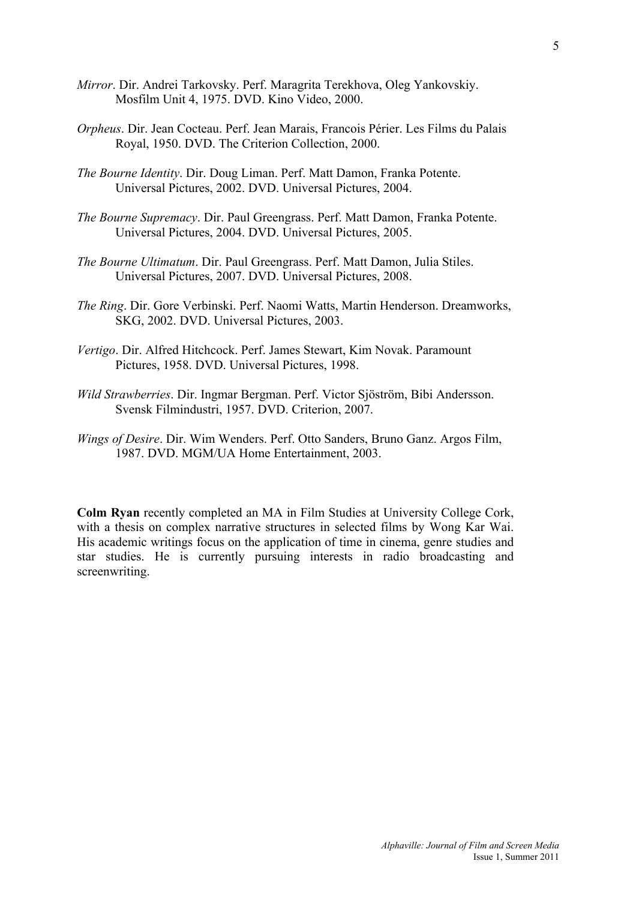*Mirror*. Dir. Andrei Tarkovsky. Perf. Maragrita Terekhova, Oleg Yankovskiy. Mosfilm Unit 4, 1975. DVD. Kino Video, 2000.

*Orpheus*. Dir. Jean Cocteau. Perf. Jean Marais, Francois Périer. Les Films du Palais Royal, 1950. DVD. The Criterion Collection, 2000.

*The Bourne Identity*. Dir. Doug Liman. Perf. Matt Damon, Franka Potente. Universal Pictures, 2002. DVD. Universal Pictures, 2004.

*The Bourne Supremacy*. Dir. Paul Greengrass. Perf. Matt Damon, Franka Potente. Universal Pictures, 2004. DVD. Universal Pictures, 2005.

*The Bourne Ultimatum*. Dir. Paul Greengrass. Perf. Matt Damon, Julia Stiles. Universal Pictures, 2007. DVD. Universal Pictures, 2008.

*The Ring*. Dir. Gore Verbinski. Perf. Naomi Watts, Martin Henderson. Dreamworks, SKG, 2002. DVD. Universal Pictures, 2003.

*Vertigo*. Dir. Alfred Hitchcock. Perf. James Stewart, Kim Novak. Paramount Pictures, 1958. DVD. Universal Pictures, 1998.

*Wild Strawberries*. Dir. Ingmar Bergman. Perf. Victor Sjöström, Bibi Andersson. Svensk Filmindustri, 1957. DVD. Criterion, 2007.

*Wings of Desire*. Dir. Wim Wenders. Perf. Otto Sanders, Bruno Ganz. Argos Film, 1987. DVD. MGM/UA Home Entertainment, 2003.

**Colm Ryan** recently completed an MA in Film Studies at University College Cork, with a thesis on complex narrative structures in selected films by Wong Kar Wai. His academic writings focus on the application of time in cinema, genre studies and star studies. He is currently pursuing interests in radio broadcasting and screenwriting.